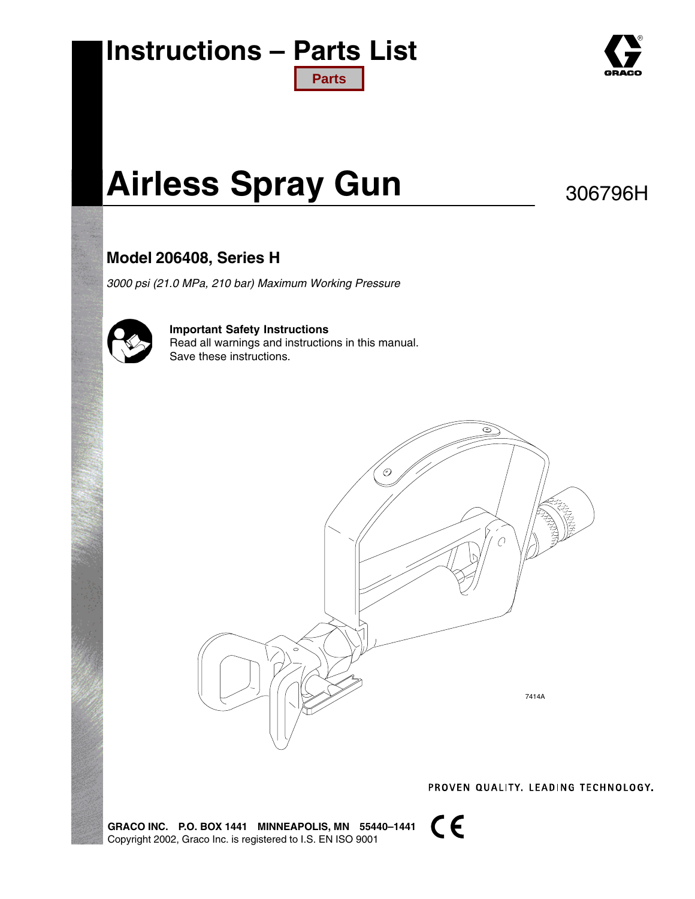# Instructions – Parts List

Parts

# Airless Spray Gun

306796H

## Model 206408, Series H

*3000 psi (21.0 MPa, 210 bar) Maximum Working Pressure*

**Important Safety Instructions**
Read all warnings and instructions in this manual.
Save these instructions.

7414A

PROVEN QUALITY. LEADING TECHNOLOGY.

**GRACO INC. P.O. BOX 1441 MINNEAPOLIS, MN 55440–1441**
Copyright 2002, Graco Inc. is registered to I.S. EN ISO 9001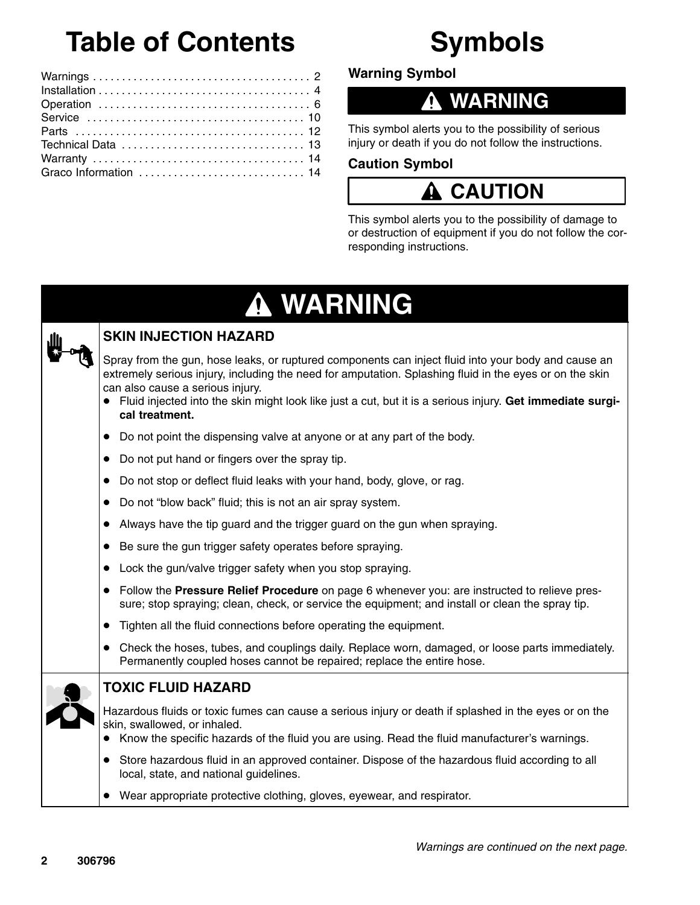# Table of Contents

Warnings . . . . . . . . . . . . . . . . . . . . . . . . . . . . . . . . . . . . . . 2
Installation . . . . . . . . . . . . . . . . . . . . . . . . . . . . . . . . . . . . . 4
Operation . . . . . . . . . . . . . . . . . . . . . . . . . . . . . . . . . . . . . 6
Service . . . . . . . . . . . . . . . . . . . . . . . . . . . . . . . . . . . . . . 10
Parts . . . . . . . . . . . . . . . . . . . . . . . . . . . . . . . . . . . . . . . . 12
Technical Data . . . . . . . . . . . . . . . . . . . . . . . . . . . . . . . . 13
Warranty . . . . . . . . . . . . . . . . . . . . . . . . . . . . . . . . . . . . . 14
Graco Information . . . . . . . . . . . . . . . . . . . . . . . . . . . . . 14

# Symbols

### Warning Symbol

**⚠ WARNING**

This symbol alerts you to the possibility of serious injury or death if you do not follow the instructions.

### Caution Symbol

**⚠ CAUTION**

This symbol alerts you to the possibility of damage to or destruction of equipment if you do not follow the corresponding instructions.

## ⚠ WARNING

### SKIN INJECTION HAZARD

Spray from the gun, hose leaks, or ruptured components can inject fluid into your body and cause an extremely serious injury, including the need for amputation. Splashing fluid in the eyes or on the skin can also cause a serious injury.

- Fluid injected into the skin might look like just a cut, but it is a serious injury. **Get immediate surgical treatment.**
- Do not point the dispensing valve at anyone or at any part of the body.
- Do not put hand or fingers over the spray tip.
- Do not stop or deflect fluid leaks with your hand, body, glove, or rag.
- Do not "blow back" fluid; this is not an air spray system.
- Always have the tip guard and the trigger guard on the gun when spraying.
- Be sure the gun trigger safety operates before spraying.
- Lock the gun/valve trigger safety when you stop spraying.
- Follow the **Pressure Relief Procedure** on page 6 whenever you: are instructed to relieve pressure; stop spraying; clean, check, or service the equipment; and install or clean the spray tip.
- Tighten all the fluid connections before operating the equipment.
- Check the hoses, tubes, and couplings daily. Replace worn, damaged, or loose parts immediately. Permanently coupled hoses cannot be repaired; replace the entire hose.

### TOXIC FLUID HAZARD

Hazardous fluids or toxic fumes can cause a serious injury or death if splashed in the eyes or on the skin, swallowed, or inhaled.

- Know the specific hazards of the fluid you are using. Read the fluid manufacturer's warnings.
- Store hazardous fluid in an approved container. Dispose of the hazardous fluid according to all local, state, and national guidelines.
- Wear appropriate protective clothing, gloves, eyewear, and respirator.

*Warnings are continued on the next page.*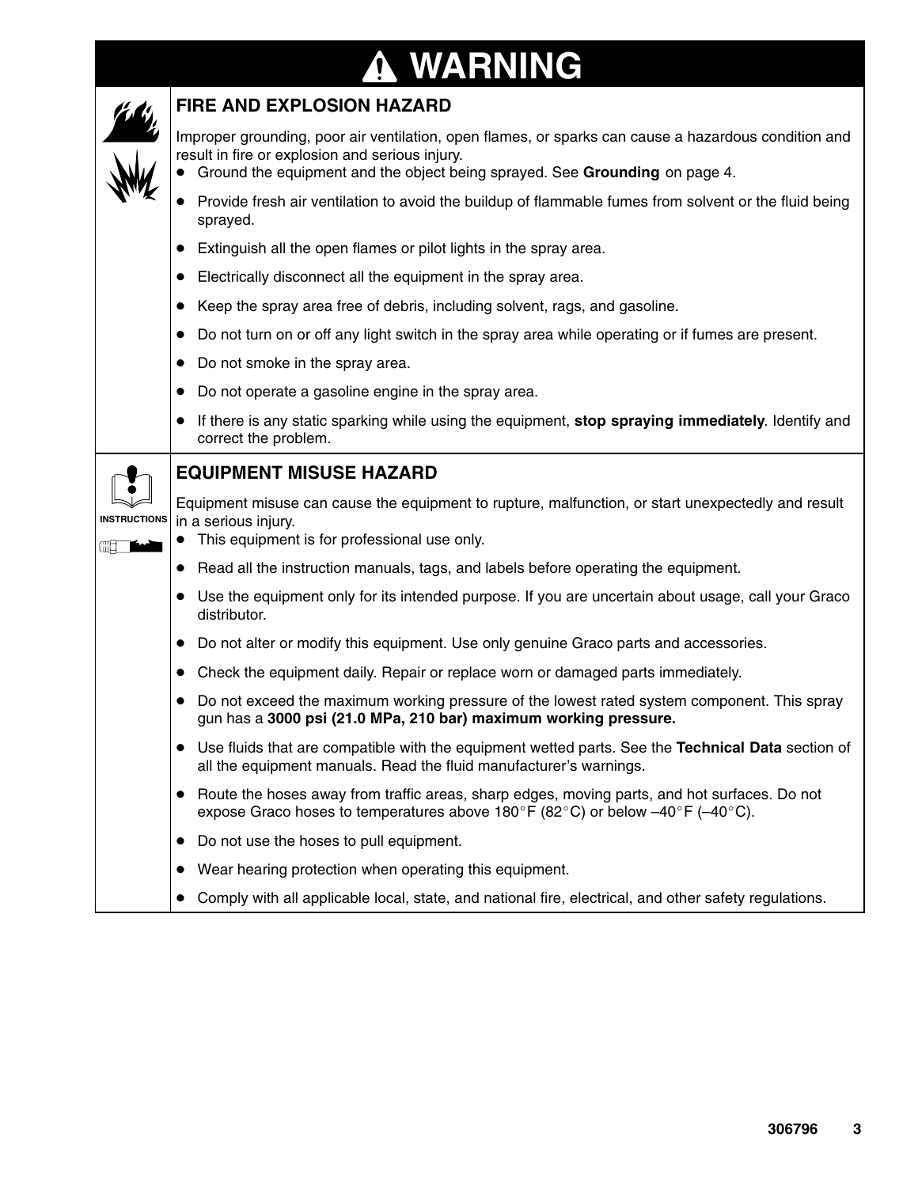# ⚠ WARNING

## FIRE AND EXPLOSION HAZARD

Improper grounding, poor air ventilation, open flames, or sparks can cause a hazardous condition and result in fire or explosion and serious injury.

- Ground the equipment and the object being sprayed. See **Grounding** on page 4.
- Provide fresh air ventilation to avoid the buildup of flammable fumes from solvent or the fluid being sprayed.
- Extinguish all the open flames or pilot lights in the spray area.
- Electrically disconnect all the equipment in the spray area.
- Keep the spray area free of debris, including solvent, rags, and gasoline.
- Do not turn on or off any light switch in the spray area while operating or if fumes are present.
- Do not smoke in the spray area.
- Do not operate a gasoline engine in the spray area.
- If there is any static sparking while using the equipment, **stop spraying immediately**. Identify and correct the problem.

## EQUIPMENT MISUSE HAZARD

INSTRUCTIONS

Equipment misuse can cause the equipment to rupture, malfunction, or start unexpectedly and result in a serious injury.

- This equipment is for professional use only.
- Read all the instruction manuals, tags, and labels before operating the equipment.
- Use the equipment only for its intended purpose. If you are uncertain about usage, call your Graco distributor.
- Do not alter or modify this equipment. Use only genuine Graco parts and accessories.
- Check the equipment daily. Repair or replace worn or damaged parts immediately.
- Do not exceed the maximum working pressure of the lowest rated system component. This spray gun has a **3000 psi (21.0 MPa, 210 bar) maximum working pressure.**
- Use fluids that are compatible with the equipment wetted parts. See the **Technical Data** section of all the equipment manuals. Read the fluid manufacturer's warnings.
- Route the hoses away from traffic areas, sharp edges, moving parts, and hot surfaces. Do not expose Graco hoses to temperatures above 180°F (82°C) or below –40°F (–40°C).
- Do not use the hoses to pull equipment.
- Wear hearing protection when operating this equipment.
- Comply with all applicable local, state, and national fire, electrical, and other safety regulations.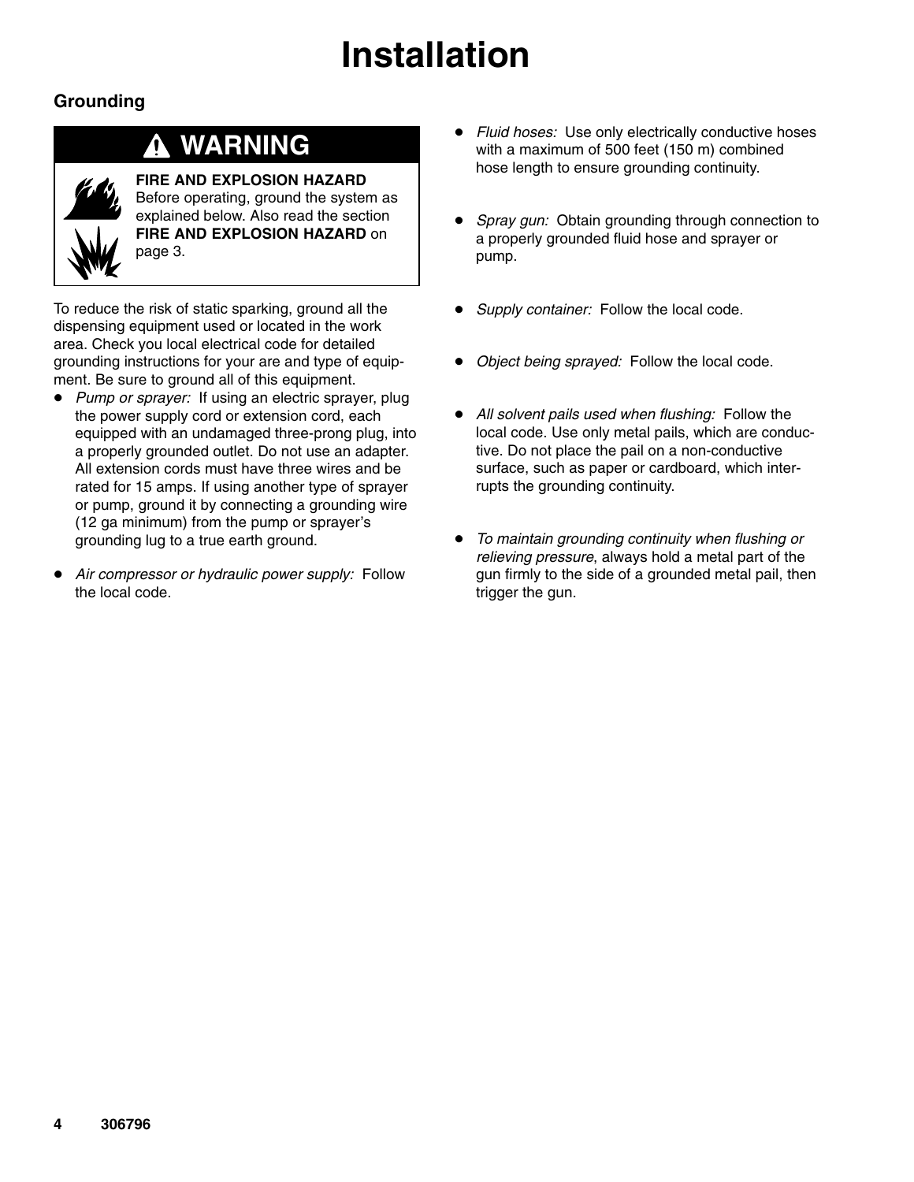# Installation

## Grounding

**WARNING**

**FIRE AND EXPLOSION HAZARD**
Before operating, ground the system as explained below. Also read the section **FIRE AND EXPLOSION HAZARD** on page 3.

To reduce the risk of static sparking, ground all the dispensing equipment used or located in the work area. Check you local electrical code for detailed grounding instructions for your are and type of equipment. Be sure to ground all of this equipment.

- *Pump or sprayer:* If using an electric sprayer, plug the power supply cord or extension cord, each equipped with an undamaged three-prong plug, into a properly grounded outlet. Do not use an adapter. All extension cords must have three wires and be rated for 15 amps. If using another type of sprayer or pump, ground it by connecting a grounding wire (12 ga minimum) from the pump or sprayer's grounding lug to a true earth ground.
- *Air compressor or hydraulic power supply:* Follow the local code.
- *Fluid hoses:* Use only electrically conductive hoses with a maximum of 500 feet (150 m) combined hose length to ensure grounding continuity.
- *Spray gun:* Obtain grounding through connection to a properly grounded fluid hose and sprayer or pump.
- *Supply container:* Follow the local code.
- *Object being sprayed:* Follow the local code.
- *All solvent pails used when flushing:* Follow the local code. Use only metal pails, which are conductive. Do not place the pail on a non-conductive surface, such as paper or cardboard, which interrupts the grounding continuity.
- *To maintain grounding continuity when flushing or relieving pressure*, always hold a metal part of the gun firmly to the side of a grounded metal pail, then trigger the gun.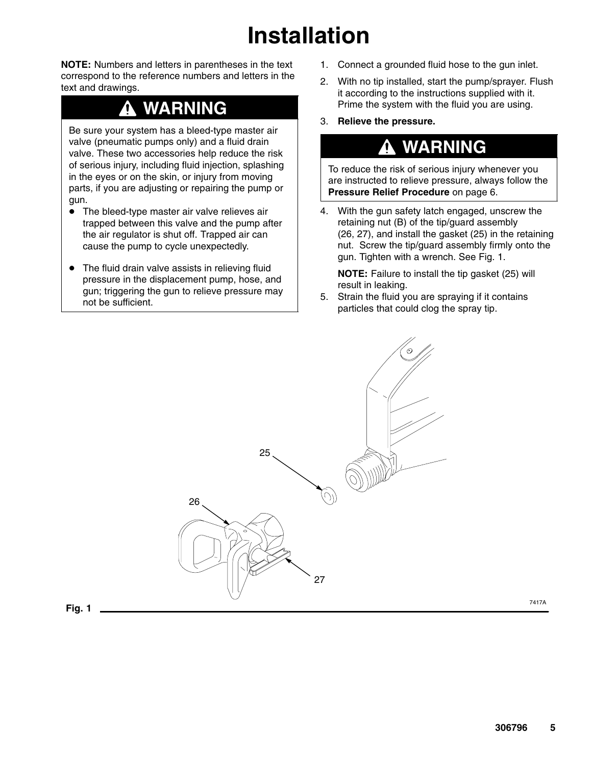# Installation

**NOTE:** Numbers and letters in parentheses in the text correspond to the reference numbers and letters in the text and drawings.

## ⚠ WARNING

Be sure your system has a bleed-type master air valve (pneumatic pumps only) and a fluid drain valve. These two accessories help reduce the risk of serious injury, including fluid injection, splashing in the eyes or on the skin, or injury from moving parts, if you are adjusting or repairing the pump or gun.

- The bleed-type master air valve relieves air trapped between this valve and the pump after the air regulator is shut off. Trapped air can cause the pump to cycle unexpectedly.
- The fluid drain valve assists in relieving fluid pressure in the displacement pump, hose, and gun; triggering the gun to relieve pressure may not be sufficient.

1. Connect a grounded fluid hose to the gun inlet.
2. With no tip installed, start the pump/sprayer. Flush it according to the instructions supplied with it. Prime the system with the fluid you are using.
3. **Relieve the pressure.**

## ⚠ WARNING

To reduce the risk of serious injury whenever you are instructed to relieve pressure, always follow the **Pressure Relief Procedure** on page 6.

4. With the gun safety latch engaged, unscrew the retaining nut (B) of the tip/guard assembly (26, 27), and install the gasket (25) in the retaining nut. Screw the tip/guard assembly firmly onto the gun. Tighten with a wrench. See Fig. 1.

   **NOTE:** Failure to install the tip gasket (25) will result in leaking.
5. Strain the fluid you are spraying if it contains particles that could clog the spray tip.

25

26

27

7417A

**Fig. 1**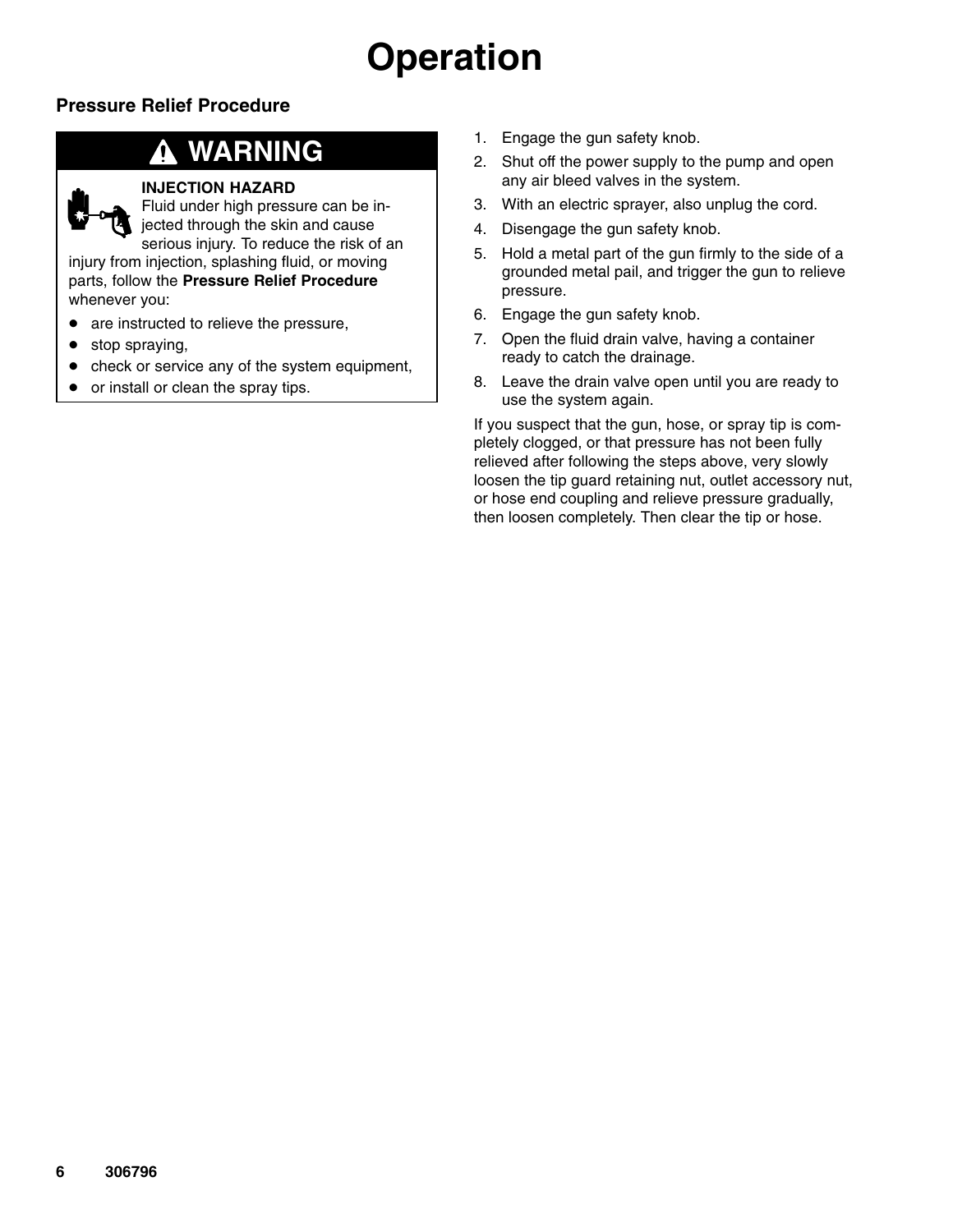# Operation

## Pressure Relief Procedure

> **⚠ WARNING**
>
> **INJECTION HAZARD**
>
> Fluid under high pressure can be injected through the skin and cause serious injury. To reduce the risk of an injury from injection, splashing fluid, or moving parts, follow the **Pressure Relief Procedure** whenever you:
>
> - are instructed to relieve the pressure,
> - stop spraying,
> - check or service any of the system equipment,
> - or install or clean the spray tips.

1. Engage the gun safety knob.
2. Shut off the power supply to the pump and open any air bleed valves in the system.
3. With an electric sprayer, also unplug the cord.
4. Disengage the gun safety knob.
5. Hold a metal part of the gun firmly to the side of a grounded metal pail, and trigger the gun to relieve pressure.
6. Engage the gun safety knob.
7. Open the fluid drain valve, having a container ready to catch the drainage.
8. Leave the drain valve open until you are ready to use the system again.

If you suspect that the gun, hose, or spray tip is completely clogged, or that pressure has not been fully relieved after following the steps above, very slowly loosen the tip guard retaining nut, outlet accessory nut, or hose end coupling and relieve pressure gradually, then loosen completely. Then clear the tip or hose.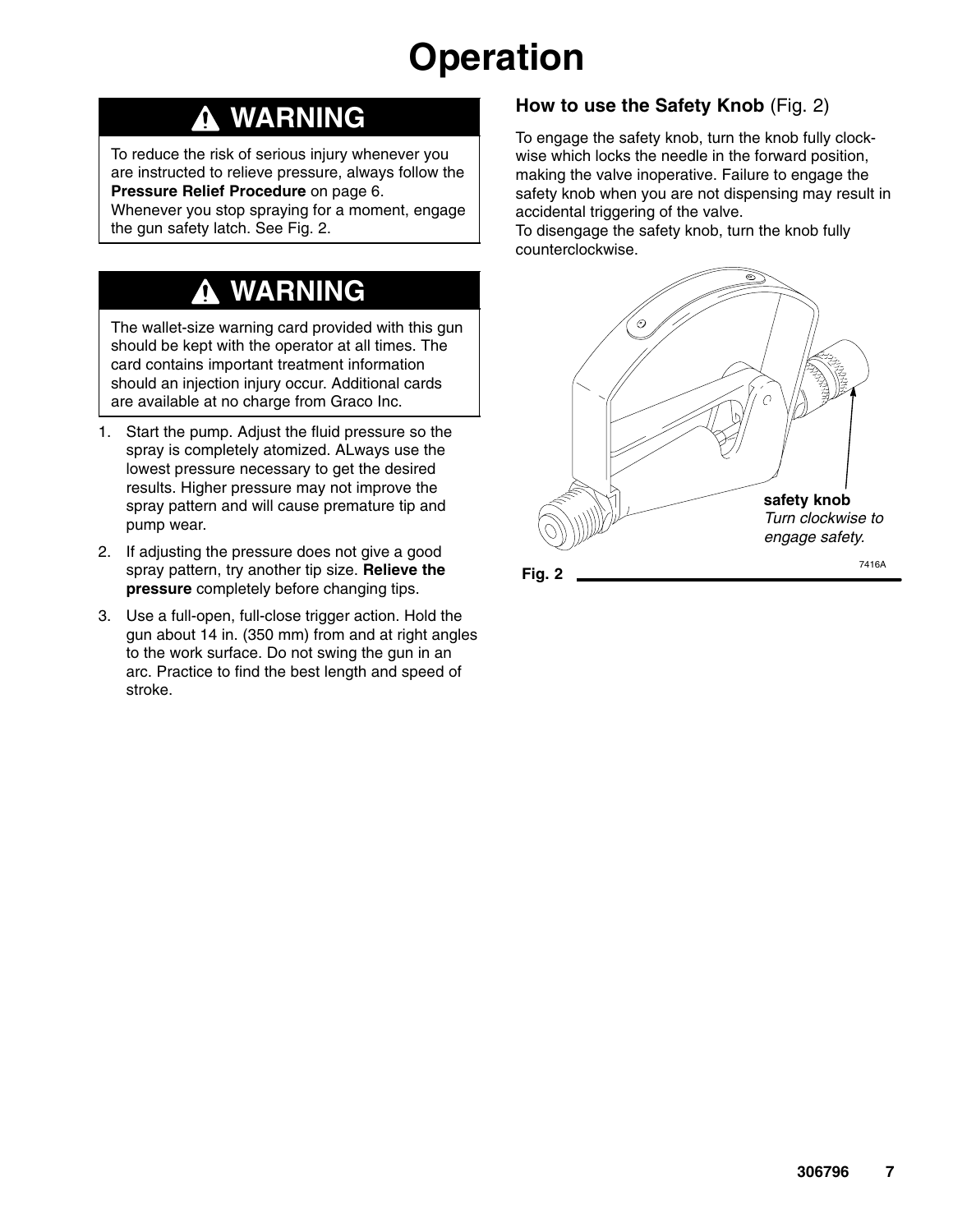# Operation

## ⚠ WARNING

To reduce the risk of serious injury whenever you are instructed to relieve pressure, always follow the **Pressure Relief Procedure** on page 6.
Whenever you stop spraying for a moment, engage the gun safety latch. See Fig. 2.

## ⚠ WARNING

The wallet-size warning card provided with this gun should be kept with the operator at all times. The card contains important treatment information should an injection injury occur. Additional cards are available at no charge from Graco Inc.

1. Start the pump. Adjust the fluid pressure so the spray is completely atomized. ALways use the lowest pressure necessary to get the desired results. Higher pressure may not improve the spray pattern and will cause premature tip and pump wear.
2. If adjusting the pressure does not give a good spray pattern, try another tip size. **Relieve the pressure** completely before changing tips.
3. Use a full-open, full-close trigger action. Hold the gun about 14 in. (350 mm) from and at right angles to the work surface. Do not swing the gun in an arc. Practice to find the best length and speed of stroke.

### How to use the Safety Knob (Fig. 2)

To engage the safety knob, turn the knob fully clockwise which locks the needle in the forward position, making the valve inoperative. Failure to engage the safety knob when you are not dispensing may result in accidental triggering of the valve.
To disengage the safety knob, turn the knob fully counterclockwise.

**safety knob**
*Turn clockwise to engage safety.*

7416A

**Fig. 2**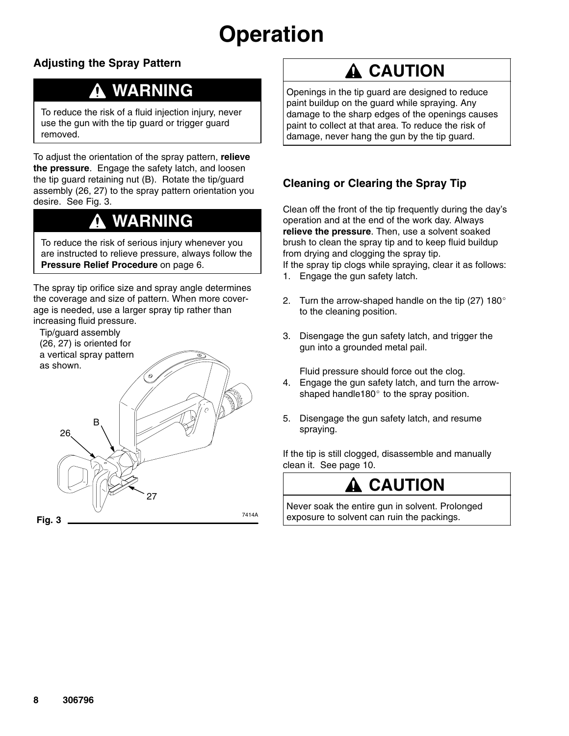# Operation

## Adjusting the Spray Pattern

**⚠ WARNING**

To reduce the risk of a fluid injection injury, never use the gun with the tip guard or trigger guard removed.

To adjust the orientation of the spray pattern, **relieve the pressure**. Engage the safety latch, and loosen the tip guard retaining nut (B). Rotate the tip/guard assembly (26, 27) to the spray pattern orientation you desire. See Fig. 3.

**⚠ WARNING**

To reduce the risk of serious injury whenever you are instructed to relieve pressure, always follow the **Pressure Relief Procedure** on page 6.

The spray tip orifice size and spray angle determines the coverage and size of pattern. When more coverage is needed, use a larger spray tip rather than increasing fluid pressure.

Tip/guard assembly (26, 27) is oriented for a vertical spray pattern as shown.

Fig. 3

**⚠ CAUTION**

Openings in the tip guard are designed to reduce paint buildup on the guard while spraying. Any damage to the sharp edges of the openings causes paint to collect at that area. To reduce the risk of damage, never hang the gun by the tip guard.

## Cleaning or Clearing the Spray Tip

Clean off the front of the tip frequently during the day's operation and at the end of the work day. Always **relieve the pressure**. Then, use a solvent soaked brush to clean the spray tip and to keep fluid buildup from drying and clogging the spray tip.

If the spray tip clogs while spraying, clear it as follows:

1. Engage the gun safety latch.
2. Turn the arrow-shaped handle on the tip (27) 180° to the cleaning position.
3. Disengage the gun safety latch, and trigger the gun into a grounded metal pail.

   Fluid pressure should force out the clog.
4. Engage the gun safety latch, and turn the arrow-shaped handle180° to the spray position.
5. Disengage the gun safety latch, and resume spraying.

If the tip is still clogged, disassemble and manually clean it. See page 10.

**⚠ CAUTION**

Never soak the entire gun in solvent. Prolonged exposure to solvent can ruin the packings.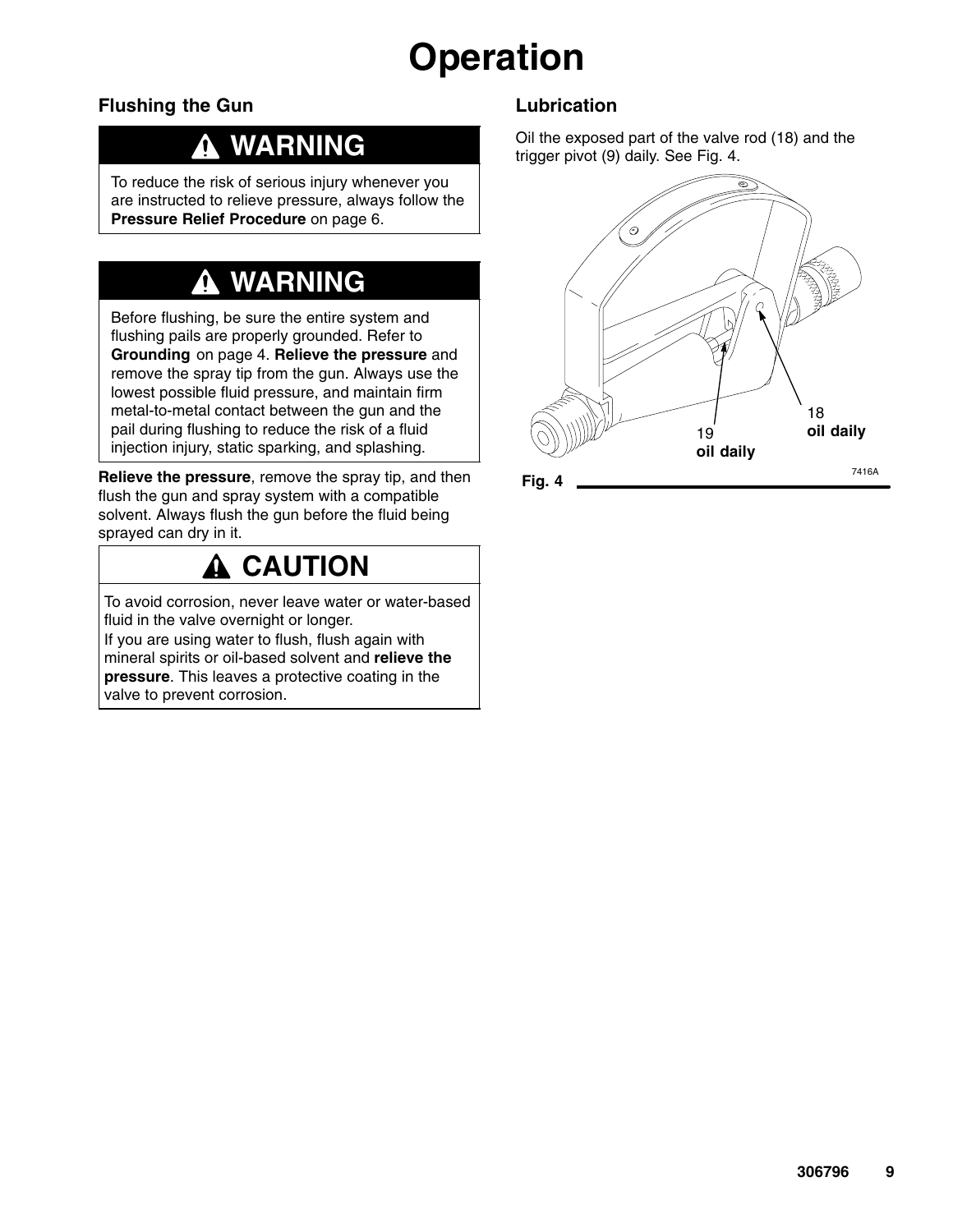# Operation

## Flushing the Gun

**⚠ WARNING**

To reduce the risk of serious injury whenever you are instructed to relieve pressure, always follow the **Pressure Relief Procedure** on page 6.

**⚠ WARNING**

Before flushing, be sure the entire system and flushing pails are properly grounded. Refer to **Grounding** on page 4. **Relieve the pressure** and remove the spray tip from the gun. Always use the lowest possible fluid pressure, and maintain firm metal-to-metal contact between the gun and the pail during flushing to reduce the risk of a fluid injection injury, static sparking, and splashing.

**Relieve the pressure**, remove the spray tip, and then flush the gun and spray system with a compatible solvent. Always flush the gun before the fluid being sprayed can dry in it.

**⚠ CAUTION**

To avoid corrosion, never leave water or water-based fluid in the valve overnight or longer.

If you are using water to flush, flush again with mineral spirits or oil-based solvent and **relieve the pressure**. This leaves a protective coating in the valve to prevent corrosion.

## Lubrication

Oil the exposed part of the valve rod (18) and the trigger pivot (9) daily. See Fig. 4.

18 **oil daily**

19 **oil daily**

7416A

**Fig. 4**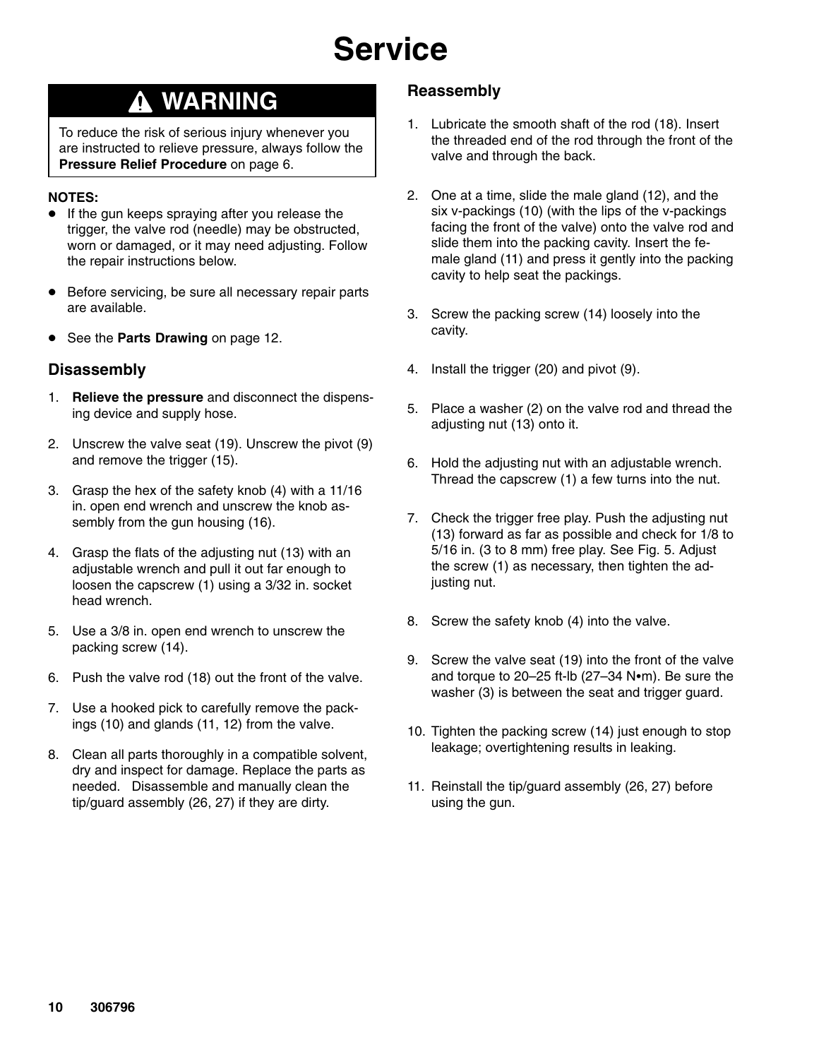# Service

## ⚠ WARNING

To reduce the risk of serious injury whenever you are instructed to relieve pressure, always follow the **Pressure Relief Procedure** on page 6.

**NOTES:**

- If the gun keeps spraying after you release the trigger, the valve rod (needle) may be obstructed, worn or damaged, or it may need adjusting. Follow the repair instructions below.
- Before servicing, be sure all necessary repair parts are available.
- See the **Parts Drawing** on page 12.

### Disassembly

1. **Relieve the pressure** and disconnect the dispensing device and supply hose.
2. Unscrew the valve seat (19). Unscrew the pivot (9) and remove the trigger (15).
3. Grasp the hex of the safety knob (4) with a 11/16 in. open end wrench and unscrew the knob assembly from the gun housing (16).
4. Grasp the flats of the adjusting nut (13) with an adjustable wrench and pull it out far enough to loosen the capscrew (1) using a 3/32 in. socket head wrench.
5. Use a 3/8 in. open end wrench to unscrew the packing screw (14).
6. Push the valve rod (18) out the front of the valve.
7. Use a hooked pick to carefully remove the packings (10) and glands (11, 12) from the valve.
8. Clean all parts thoroughly in a compatible solvent, dry and inspect for damage. Replace the parts as needed. Disassemble and manually clean the tip/guard assembly (26, 27) if they are dirty.

### Reassembly

1. Lubricate the smooth shaft of the rod (18). Insert the threaded end of the rod through the front of the valve and through the back.
2. One at a time, slide the male gland (12), and the six v-packings (10) (with the lips of the v-packings facing the front of the valve) onto the valve rod and slide them into the packing cavity. Insert the female gland (11) and press it gently into the packing cavity to help seat the packings.
3. Screw the packing screw (14) loosely into the cavity.
4. Install the trigger (20) and pivot (9).
5. Place a washer (2) on the valve rod and thread the adjusting nut (13) onto it.
6. Hold the adjusting nut with an adjustable wrench. Thread the capscrew (1) a few turns into the nut.
7. Check the trigger free play. Push the adjusting nut (13) forward as far as possible and check for 1/8 to 5/16 in. (3 to 8 mm) free play. See Fig. 5. Adjust the screw (1) as necessary, then tighten the adjusting nut.
8. Screw the safety knob (4) into the valve.
9. Screw the valve seat (19) into the front of the valve and torque to 20–25 ft-lb (27–34 N•m). Be sure the washer (3) is between the seat and trigger guard.
10. Tighten the packing screw (14) just enough to stop leakage; overtightening results in leaking.
11. Reinstall the tip/guard assembly (26, 27) before using the gun.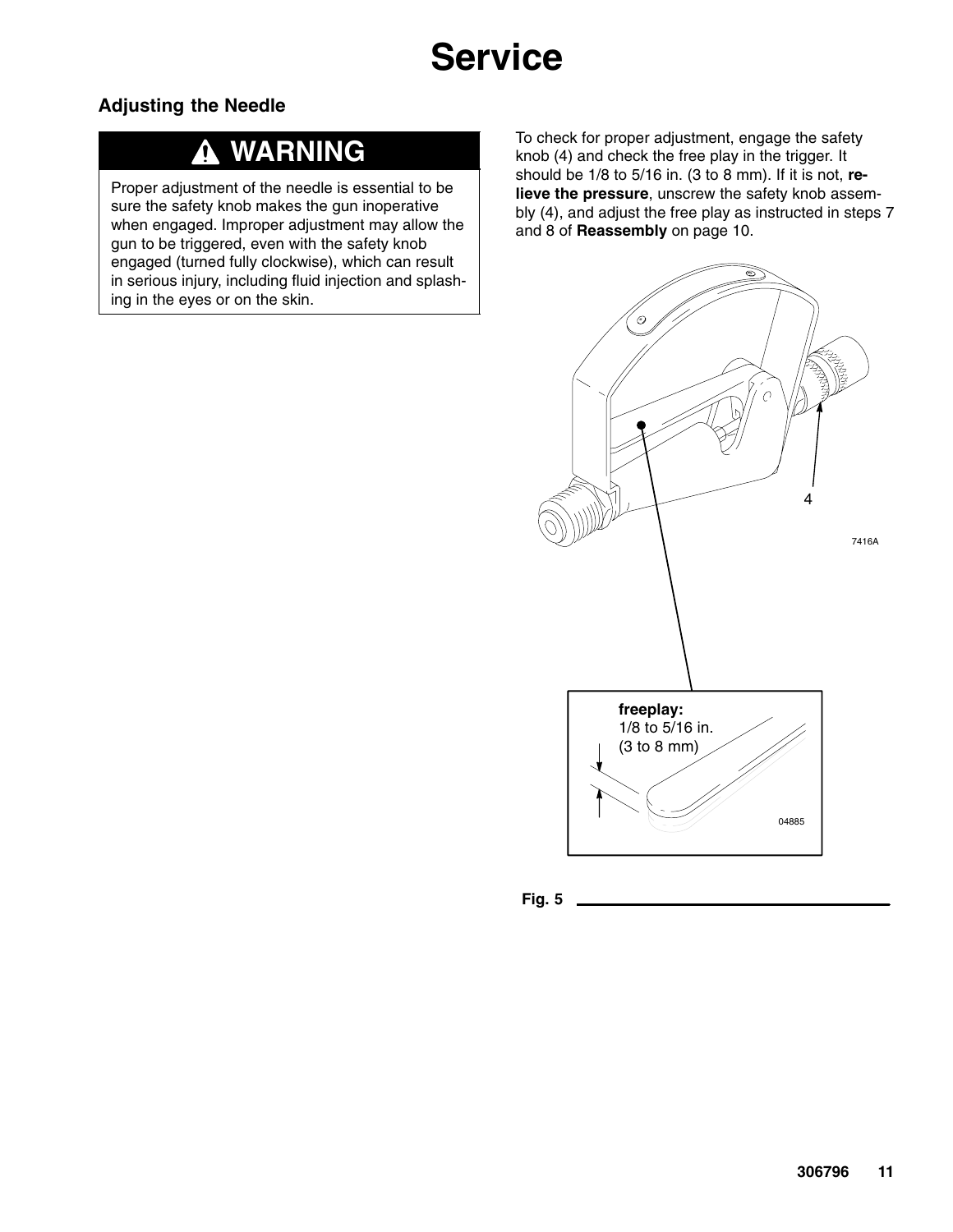# Service

## Adjusting the Needle

**⚠ WARNING**

Proper adjustment of the needle is essential to be sure the safety knob makes the gun inoperative when engaged. Improper adjustment may allow the gun to be triggered, even with the safety knob engaged (turned fully clockwise), which can result in serious injury, including fluid injection and splashing in the eyes or on the skin.

To check for proper adjustment, engage the safety knob (4) and check the free play in the trigger. It should be 1/8 to 5/16 in. (3 to 8 mm). If it is not, **relieve the pressure**, unscrew the safety knob assembly (4), and adjust the free play as instructed in steps 7 and 8 of **Reassembly** on page 10.

4

7416A

**freeplay:**
1/8 to 5/16 in.
(3 to 8 mm)

04885

**Fig. 5**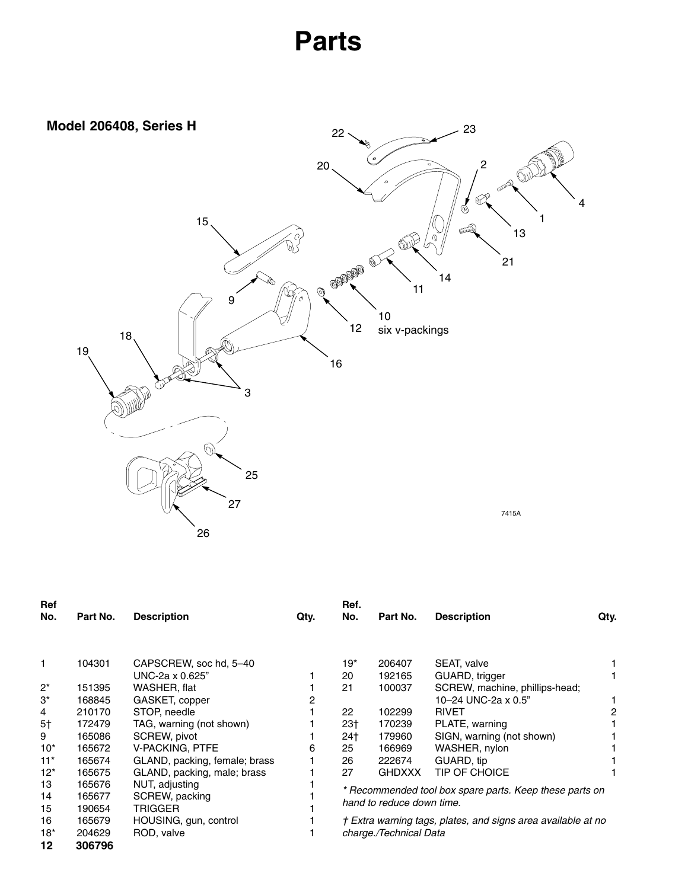# Parts

## Model 206408, Series H

| Ref No. | Part No. | Description | Qty. |
|---|---|---|---|
| 1 | 104301 | CAPSCREW, soc hd, 5–40 UNC-2a x 0.625" | 1 |
| 2* | 151395 | WASHER, flat | 1 |
| 3* | 168845 | GASKET, copper | 2 |
| 4 | 210170 | STOP, needle | 1 |
| 5† | 172479 | TAG, warning (not shown) | 1 |
| 9 | 165086 | SCREW, pivot | 1 |
| 10* | 165672 | V-PACKING, PTFE | 6 |
| 11* | 165674 | GLAND, packing, female; brass | 1 |
| 12* | 165675 | GLAND, packing, male; brass | 1 |
| 13 | 165676 | NUT, adjusting | 1 |
| 14 | 165677 | SCREW, packing | 1 |
| 15 | 190654 | TRIGGER | 1 |
| 16 | 165679 | HOUSING, gun, control | 1 |
| 18* | 204629 | ROD, valve | 1 |
| 19* | 206407 | SEAT, valve | 1 |
| 20 | 192165 | GUARD, trigger | 1 |
| 21 | 100037 | SCREW, machine, phillips-head; 10–24 UNC-2a x 0.5" | 1 |
| 22 | 102299 | RIVET | 2 |
| 23† | 170239 | PLATE, warning | 1 |
| 24† | 179960 | SIGN, warning (not shown) | 1 |
| 25 | 166969 | WASHER, nylon | 1 |
| 26 | 222674 | GUARD, tip | 1 |
| 27 | GHDXXX | TIP OF CHOICE | 1 |

*\* Recommended tool box spare parts. Keep these parts on hand to reduce down time.*

*† Extra warning tags, plates, and signs area available at no charge./Technical Data*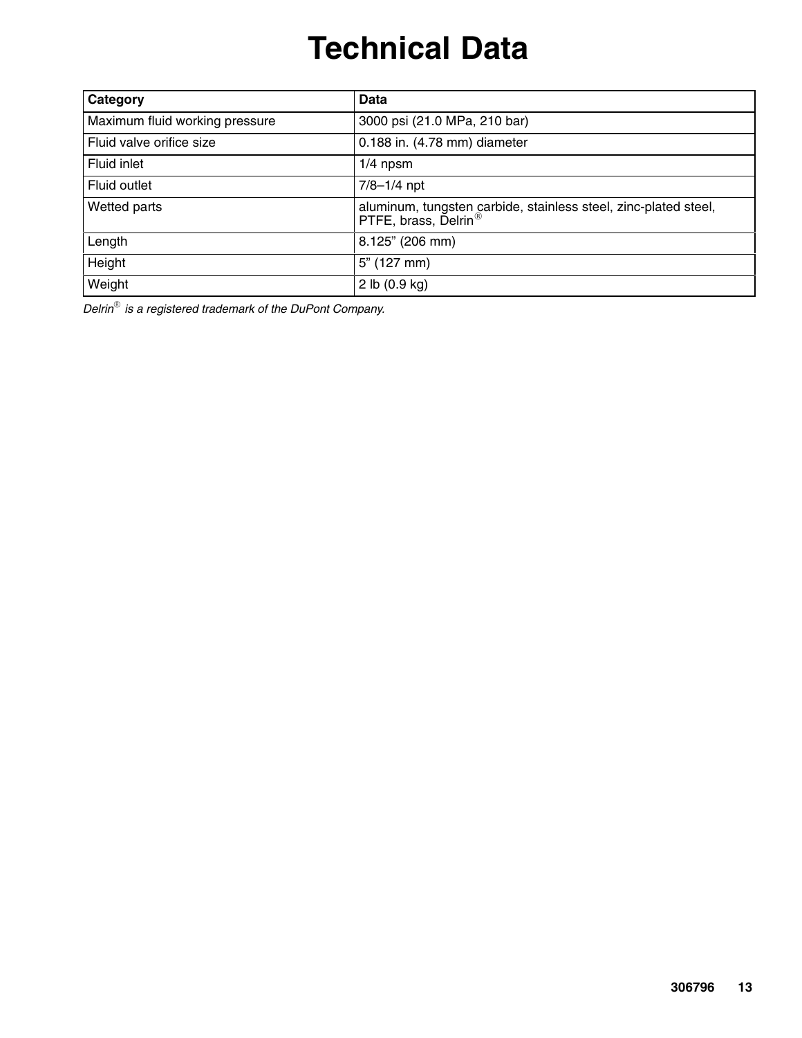# Technical Data

| Category | Data |
| --- | --- |
| Maximum fluid working pressure | 3000 psi (21.0 MPa, 210 bar) |
| Fluid valve orifice size | 0.188 in. (4.78 mm) diameter |
| Fluid inlet | 1/4 npsm |
| Fluid outlet | 7/8–1/4 npt |
| Wetted parts | aluminum, tungsten carbide, stainless steel, zinc-plated steel, PTFE, brass, Delrin® |
| Length | 8.125" (206 mm) |
| Height | 5" (127 mm) |
| Weight | 2 lb (0.9 kg) |

*Delrin® is a registered trademark of the DuPont Company.*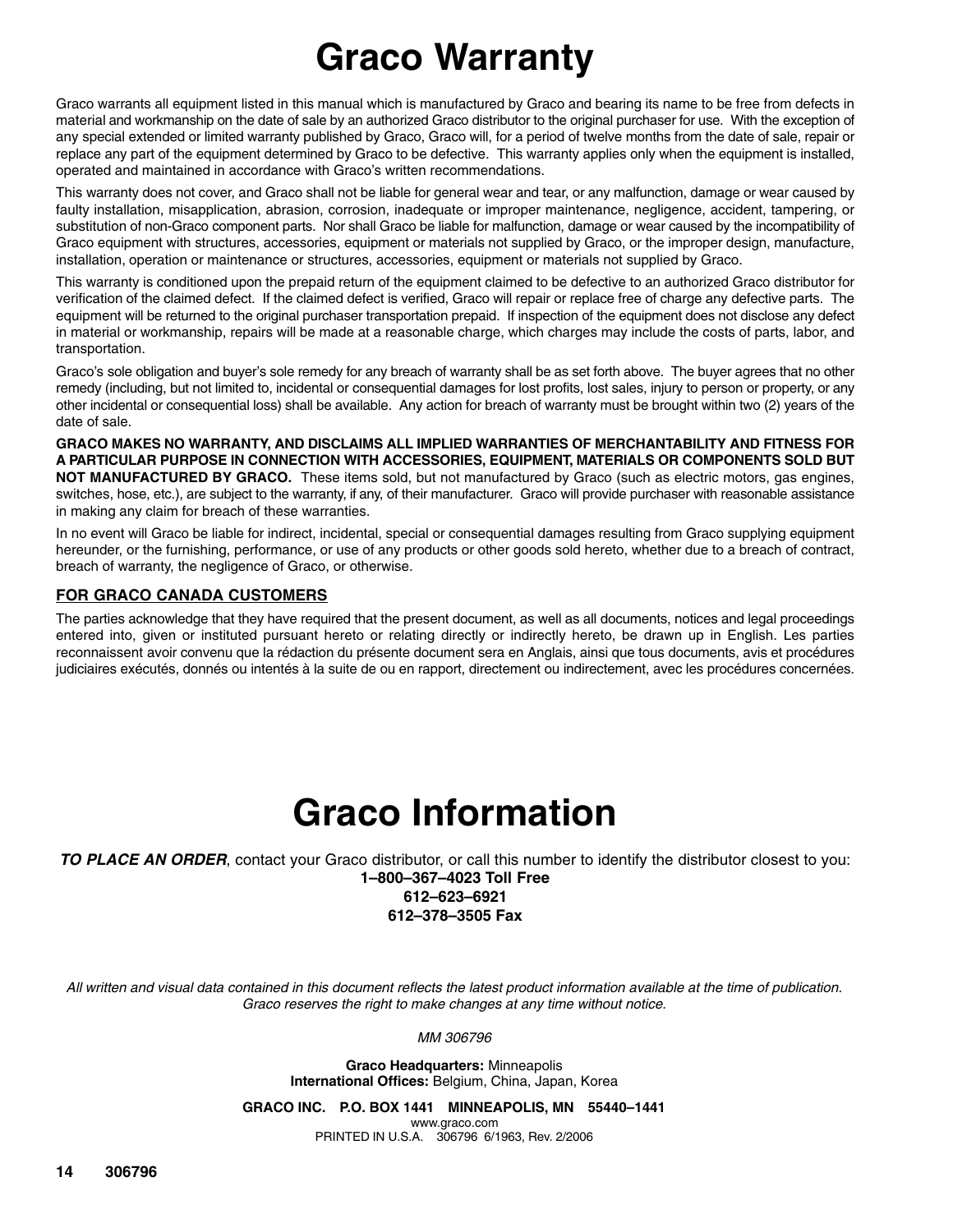# Graco Warranty

Graco warrants all equipment listed in this manual which is manufactured by Graco and bearing its name to be free from defects in material and workmanship on the date of sale by an authorized Graco distributor to the original purchaser for use. With the exception of any special extended or limited warranty published by Graco, Graco will, for a period of twelve months from the date of sale, repair or replace any part of the equipment determined by Graco to be defective. This warranty applies only when the equipment is installed, operated and maintained in accordance with Graco's written recommendations.

This warranty does not cover, and Graco shall not be liable for general wear and tear, or any malfunction, damage or wear caused by faulty installation, misapplication, abrasion, corrosion, inadequate or improper maintenance, negligence, accident, tampering, or substitution of non-Graco component parts. Nor shall Graco be liable for malfunction, damage or wear caused by the incompatibility of Graco equipment with structures, accessories, equipment or materials not supplied by Graco, or the improper design, manufacture, installation, operation or maintenance or structures, accessories, equipment or materials not supplied by Graco.

This warranty is conditioned upon the prepaid return of the equipment claimed to be defective to an authorized Graco distributor for verification of the claimed defect. If the claimed defect is verified, Graco will repair or replace free of charge any defective parts. The equipment will be returned to the original purchaser transportation prepaid. If inspection of the equipment does not disclose any defect in material or workmanship, repairs will be made at a reasonable charge, which charges may include the costs of parts, labor, and transportation.

Graco's sole obligation and buyer's sole remedy for any breach of warranty shall be as set forth above. The buyer agrees that no other remedy (including, but not limited to, incidental or consequential damages for lost profits, lost sales, injury to person or property, or any other incidental or consequential loss) shall be available. Any action for breach of warranty must be brought within two (2) years of the date of sale.

**GRACO MAKES NO WARRANTY, AND DISCLAIMS ALL IMPLIED WARRANTIES OF MERCHANTABILITY AND FITNESS FOR A PARTICULAR PURPOSE IN CONNECTION WITH ACCESSORIES, EQUIPMENT, MATERIALS OR COMPONENTS SOLD BUT NOT MANUFACTURED BY GRACO.** These items sold, but not manufactured by Graco (such as electric motors, gas engines, switches, hose, etc.), are subject to the warranty, if any, of their manufacturer. Graco will provide purchaser with reasonable assistance in making any claim for breach of these warranties.

In no event will Graco be liable for indirect, incidental, special or consequential damages resulting from Graco supplying equipment hereunder, or the furnishing, performance, or use of any products or other goods sold hereto, whether due to a breach of contract, breach of warranty, the negligence of Graco, or otherwise.

## FOR GRACO CANADA CUSTOMERS

The parties acknowledge that they have required that the present document, as well as all documents, notices and legal proceedings entered into, given or instituted pursuant hereto or relating directly or indirectly hereto, be drawn up in English. Les parties reconnaissent avoir convenu que la rédaction du présente document sera en Anglais, ainsi que tous documents, avis et procédures judiciaires exécutés, donnés ou intentés à la suite de ou en rapport, directement ou indirectement, avec les procédures concernées.

# Graco Information

***TO PLACE AN ORDER***, contact your Graco distributor, or call this number to identify the distributor closest to you:

**1–800–367–4023 Toll Free**
**612–623–6921**
**612–378–3505 Fax**

*All written and visual data contained in this document reflects the latest product information available at the time of publication. Graco reserves the right to make changes at any time without notice.*

*MM 306796*

**Graco Headquarters:** Minneapolis
**International Offices:** Belgium, China, Japan, Korea

**GRACO INC. P.O. BOX 1441 MINNEAPOLIS, MN 55440–1441**
www.graco.com
PRINTED IN U.S.A. 306796 6/1963, Rev. 2/2006